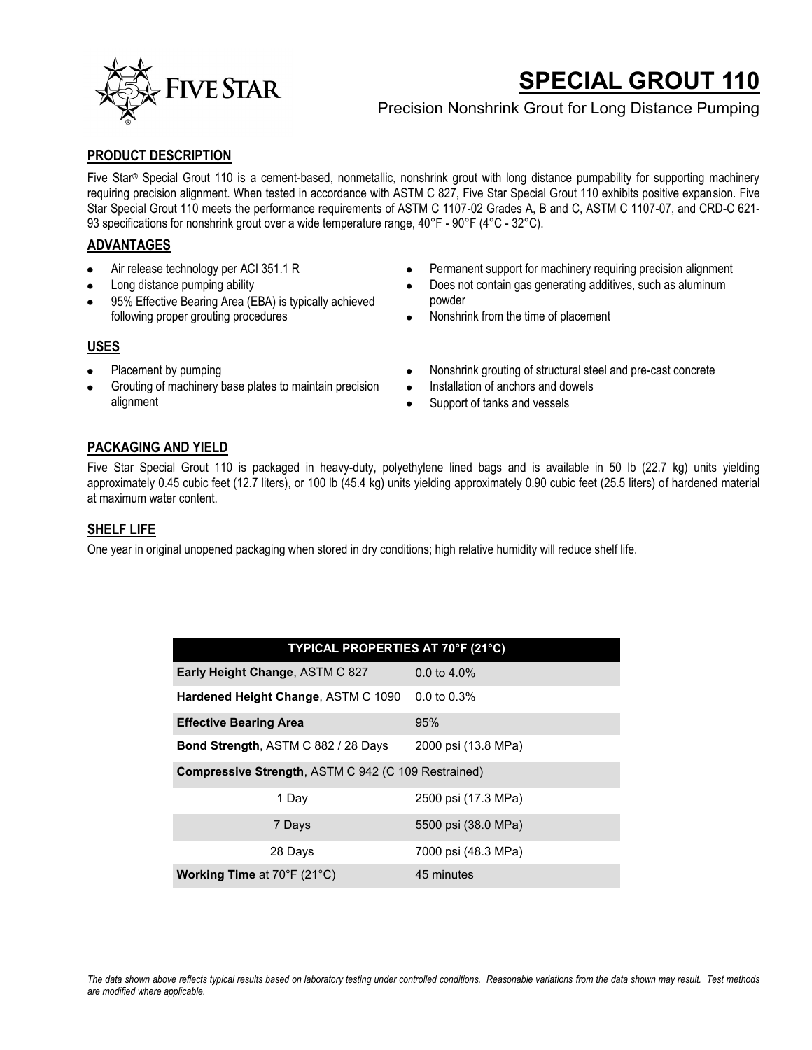# SPECIAL GROUT 110

Precision Nonshrink Grout for Long Distance Pumping

## PRODUCT DESCRIPTION

Five Star® Special Grout 110 is a cement-based, nonmetallic, nonshrink grout with long distance pumpability for supporting machinery requiring precision alignment. When tested in accordance with ASTM C 827, Five Star Special Grout 110 exhibits positive expansion. Five Star Special Grout 110 meets the performance requirements of ASTM C 1107-02 Grades A, B and C, ASTM C 1107-07, and CRD-C 621-93 specifications for nonshrink grout over a wide temperature range, 40°F - 90°F (4°C - 32°C).

## ADVANTAGES

- Air release technology per ACI 351.1 R
- Long distance pumping ability
- 95% Effective Bearing Area (EBA) is typically achieved following proper grouting procedures
- Permanent support for machinery requiring precision alignment
- Does not contain gas generating additives, such as aluminum powder
- Nonshrink from the time of placement

## USES

- Placement by pumping
- Grouting of machinery base plates to maintain precision alignment
- Nonshrink grouting of structural steel and pre-cast concrete
- Installation of anchors and dowels
- Support of tanks and vessels

## PACKAGING AND YIELD

Five Star Special Grout 110 is packaged in heavy-duty, polyethylene lined bags and is available in 50 lb (22.7 kg) units yielding approximately 0.45 cubic feet (12.7 liters), or 100 lb (45.4 kg) units yielding approximately 0.90 cubic feet (25.5 liters) of hardened material at maximum water content.

## SHELF LIFE

One year in original unopened packaging when stored in dry conditions; high relative humidity will reduce shelf life.

| TYPICAL PROPERTIES AT 70°F (21°C) | |
|---|---|
| **Early Height Change**, ASTM C 827 | 0.0 to 4.0% |
| **Hardened Height Change**, ASTM C 1090 | 0.0 to 0.3% |
| **Effective Bearing Area** | 95% |
| **Bond Strength**, ASTM C 882 / 28 Days | 2000 psi (13.8 MPa) |
| **Compressive Strength**, ASTM C 942 (C 109 Restrained) | |
| 1 Day | 2500 psi (17.3 MPa) |
| 7 Days | 5500 psi (38.0 MPa) |
| 28 Days | 7000 psi (48.3 MPa) |
| **Working Time** at 70°F (21°C) | 45 minutes |

*The data shown above reflects typical results based on laboratory testing under controlled conditions. Reasonable variations from the data shown may result. Test methods are modified where applicable.*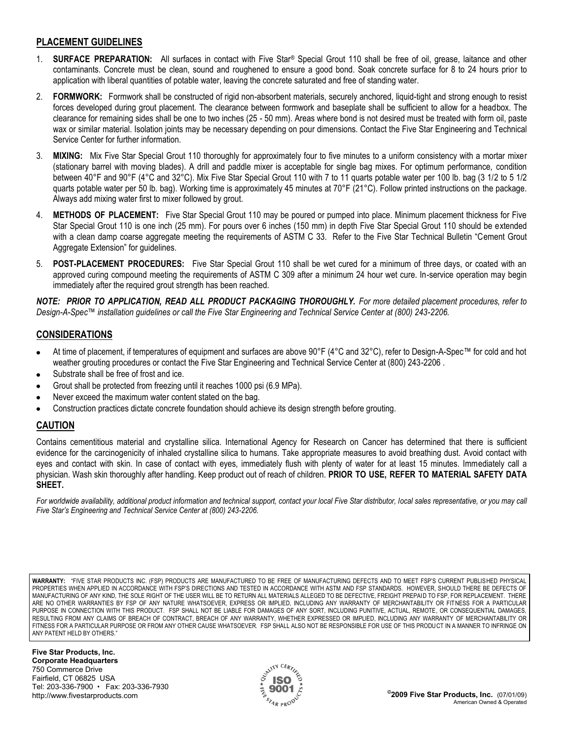## PLACEMENT GUIDELINES

1. **SURFACE PREPARATION:** All surfaces in contact with Five Star® Special Grout 110 shall be free of oil, grease, laitance and other contaminants. Concrete must be clean, sound and roughened to ensure a good bond. Soak concrete surface for 8 to 24 hours prior to application with liberal quantities of potable water, leaving the concrete saturated and free of standing water.
2. **FORMWORK:** Formwork shall be constructed of rigid non-absorbent materials, securely anchored, liquid-tight and strong enough to resist forces developed during grout placement. The clearance between formwork and baseplate shall be sufficient to allow for a headbox. The clearance for remaining sides shall be one to two inches (25 - 50 mm). Areas where bond is not desired must be treated with form oil, paste wax or similar material. Isolation joints may be necessary depending on pour dimensions. Contact the Five Star Engineering and Technical Service Center for further information.
3. **MIXING:** Mix Five Star Special Grout 110 thoroughly for approximately four to five minutes to a uniform consistency with a mortar mixer (stationary barrel with moving blades). A drill and paddle mixer is acceptable for single bag mixes. For optimum performance, condition between 40°F and 90°F (4°C and 32°C). Mix Five Star Special Grout 110 with 7 to 11 quarts potable water per 100 lb. bag (3 1/2 to 5 1/2 quarts potable water per 50 lb. bag). Working time is approximately 45 minutes at 70°F (21°C). Follow printed instructions on the package. Always add mixing water first to mixer followed by grout.
4. **METHODS OF PLACEMENT:** Five Star Special Grout 110 may be poured or pumped into place. Minimum placement thickness for Five Star Special Grout 110 is one inch (25 mm). For pours over 6 inches (150 mm) in depth Five Star Special Grout 110 should be extended with a clean damp coarse aggregate meeting the requirements of ASTM C 33. Refer to the Five Star Technical Bulletin "Cement Grout Aggregate Extension" for guidelines.
5. **POST-PLACEMENT PROCEDURES:** Five Star Special Grout 110 shall be wet cured for a minimum of three days, or coated with an approved curing compound meeting the requirements of ASTM C 309 after a minimum 24 hour wet cure. In-service operation may begin immediately after the required grout strength has been reached.

***NOTE: PRIOR TO APPLICATION, READ ALL PRODUCT PACKAGING THOROUGHLY.*** *For more detailed placement procedures, refer to Design-A-Spec™ installation guidelines or call the Five Star Engineering and Technical Service Center at (800) 243-2206.*

## CONSIDERATIONS

- At time of placement, if temperatures of equipment and surfaces are above 90°F (4°C and 32°C), refer to Design-A-Spec™ for cold and hot weather grouting procedures or contact the Five Star Engineering and Technical Service Center at (800) 243-2206 .
- Substrate shall be free of frost and ice.
- Grout shall be protected from freezing until it reaches 1000 psi (6.9 MPa).
- Never exceed the maximum water content stated on the bag.
- Construction practices dictate concrete foundation should achieve its design strength before grouting.

## CAUTION

Contains cementitious material and crystalline silica. International Agency for Research on Cancer has determined that there is sufficient evidence for the carcinogenicity of inhaled crystalline silica to humans. Take appropriate measures to avoid breathing dust. Avoid contact with eyes and contact with skin. In case of contact with eyes, immediately flush with plenty of water for at least 15 minutes. Immediately call a physician. Wash skin thoroughly after handling. Keep product out of reach of children. **PRIOR TO USE, REFER TO MATERIAL SAFETY DATA SHEET.**

*For worldwide availability, additional product information and technical support, contact your local Five Star distributor, local sales representative, or you may call Five Star's Engineering and Technical Service Center at (800) 243-2206.*

**WARRANTY:** "FIVE STAR PRODUCTS INC. (FSP) PRODUCTS ARE MANUFACTURED TO BE FREE OF MANUFACTURING DEFECTS AND TO MEET FSP'S CURRENT PUBLISHED PHYSICAL PROPERTIES WHEN APPLIED IN ACCORDANCE WITH FSP'S DIRECTIONS AND TESTED IN ACCORDANCE WITH ASTM AND FSP STANDARDS. HOWEVER, SHOULD THERE BE DEFECTS OF MANUFACTURING OF ANY KIND, THE SOLE RIGHT OF THE USER WILL BE TO RETURN ALL MATERIALS ALLEGED TO BE DEFECTIVE, FREIGHT PREPAID TO FSP, FOR REPLACEMENT. THERE ARE NO OTHER WARRANTIES BY FSP OF ANY NATURE WHATSOEVER, EXPRESS OR IMPLIED, INCLUDING ANY WARRANTY OF MERCHANTABILITY OR FITNESS FOR A PARTICULAR PURPOSE IN CONNECTION WITH THIS PRODUCT. FSP SHALL NOT BE LIABLE FOR DAMAGES OF ANY SORT, INCLUDING PUNITIVE, ACTUAL, REMOTE, OR CONSEQUENTIAL DAMAGES, RESULTING FROM ANY CLAIMS OF BREACH OF CONTRACT, BREACH OF ANY WARRANTY, WHETHER EXPRESSED OR IMPLIED, INCLUDING ANY WARRANTY OF MERCHANTABILITY OR FITNESS FOR A PARTICULAR PURPOSE OR FROM ANY OTHER CAUSE WHATSOEVER. FSP SHALL ALSO NOT BE RESPONSIBLE FOR USE OF THIS PRODUCT IN A MANNER TO INFRINGE ON ANY PATENT HELD BY OTHERS."

**Five Star Products, Inc.**
**Corporate Headquarters**
750 Commerce Drive
Fairfield, CT 06825 USA
Tel: 203-336-7900 • Fax: 203-336-7930
http://www.fivestarproducts.com

QUALITY CERTIFIED ISO 9001 FIVE STAR PRODUCTS

**©2009 Five Star Products, Inc.** (07/01/09)
American Owned & Operated